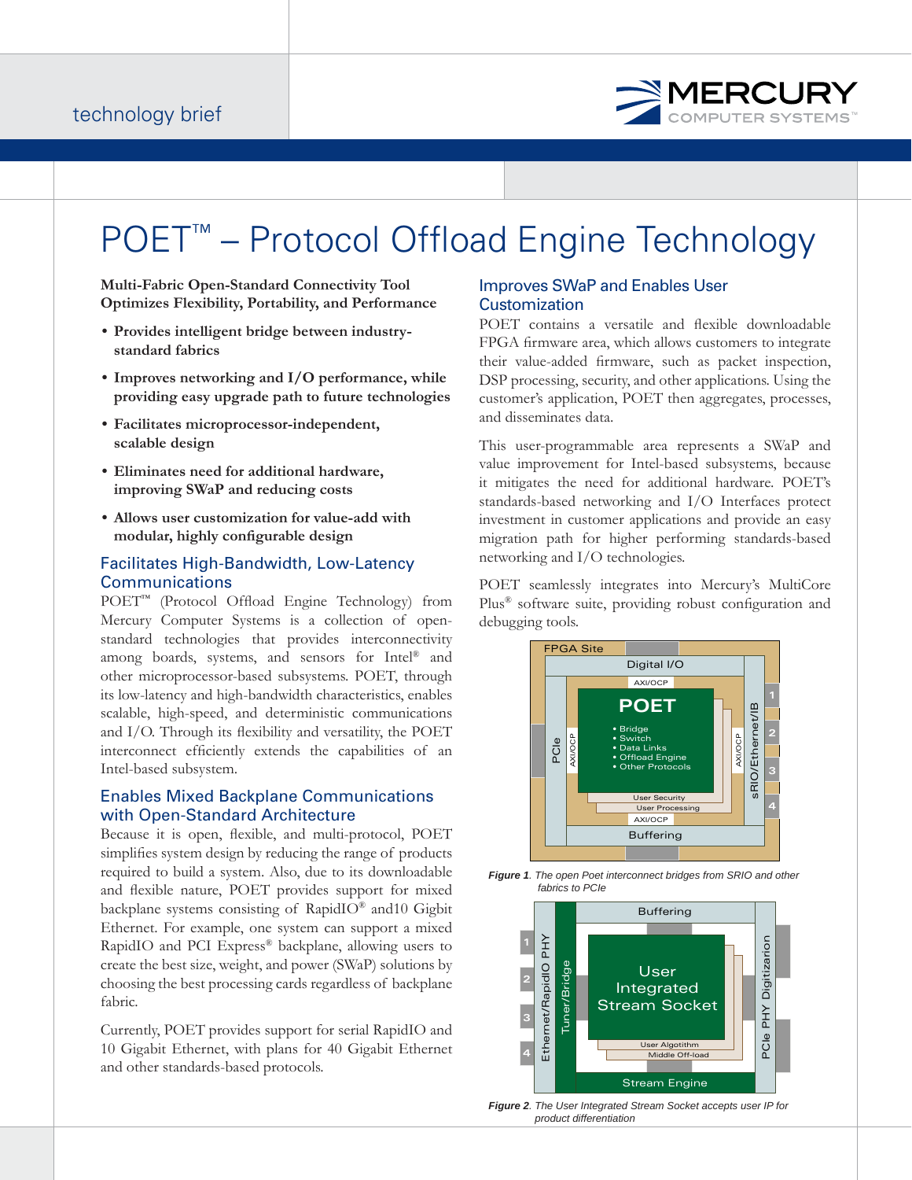technology brief

# POET™ – Protocol Offload Engine Technology

**Multi-Fabric Open-Standard Connectivity Tool Optimizes Flexibility, Portability, and Performance**

- **Provides intelligent bridge between industry-standard fabrics**
- **Improves networking and I/O performance, while providing easy upgrade path to future technologies**
- **Facilitates microprocessor-independent, scalable design**
- **Eliminates need for additional hardware, improving SWaP and reducing costs**
- **Allows user customization for value-add with modular, highly configurable design**

## Facilitates High-Bandwidth, Low-Latency Communications

POET™ (Protocol Offload Engine Technology) from Mercury Computer Systems is a collection of open-standard technologies that provides interconnectivity among boards, systems, and sensors for Intel® and other microprocessor-based subsystems. POET, through its low-latency and high-bandwidth characteristics, enables scalable, high-speed, and deterministic communications and I/O. Through its flexibility and versatility, the POET interconnect efficiently extends the capabilities of an Intel-based subsystem.

## Enables Mixed Backplane Communications with Open-Standard Architecture

Because it is open, flexible, and multi-protocol, POET simplifies system design by reducing the range of products required to build a system. Also, due to its downloadable and flexible nature, POET provides support for mixed backplane systems consisting of RapidIO® and10 Gigbit Ethernet. For example, one system can support a mixed RapidIO and PCI Express® backplane, allowing users to create the best size, weight, and power (SWaP) solutions by choosing the best processing cards regardless of backplane fabric.

Currently, POET provides support for serial RapidIO and 10 Gigabit Ethernet, with plans for 40 Gigabit Ethernet and other standards-based protocols.

## Improves SWaP and Enables User Customization

POET contains a versatile and flexible downloadable FPGA firmware area, which allows customers to integrate their value-added firmware, such as packet inspection, DSP processing, security, and other applications. Using the customer's application, POET then aggregates, processes, and disseminates data.

This user-programmable area represents a SWaP and value improvement for Intel-based subsystems, because it mitigates the need for additional hardware. POET's standards-based networking and I/O Interfaces protect investment in customer applications and provide an easy migration path for higher performing standards-based networking and I/O technologies.

POET seamlessly integrates into Mercury's MultiCore Plus® software suite, providing robust configuration and debugging tools.

*Figure 1. The open Poet interconnect bridges from SRIO and other fabrics to PCIe*

*Figure 2. The User Integrated Stream Socket accepts user IP for product differentiation*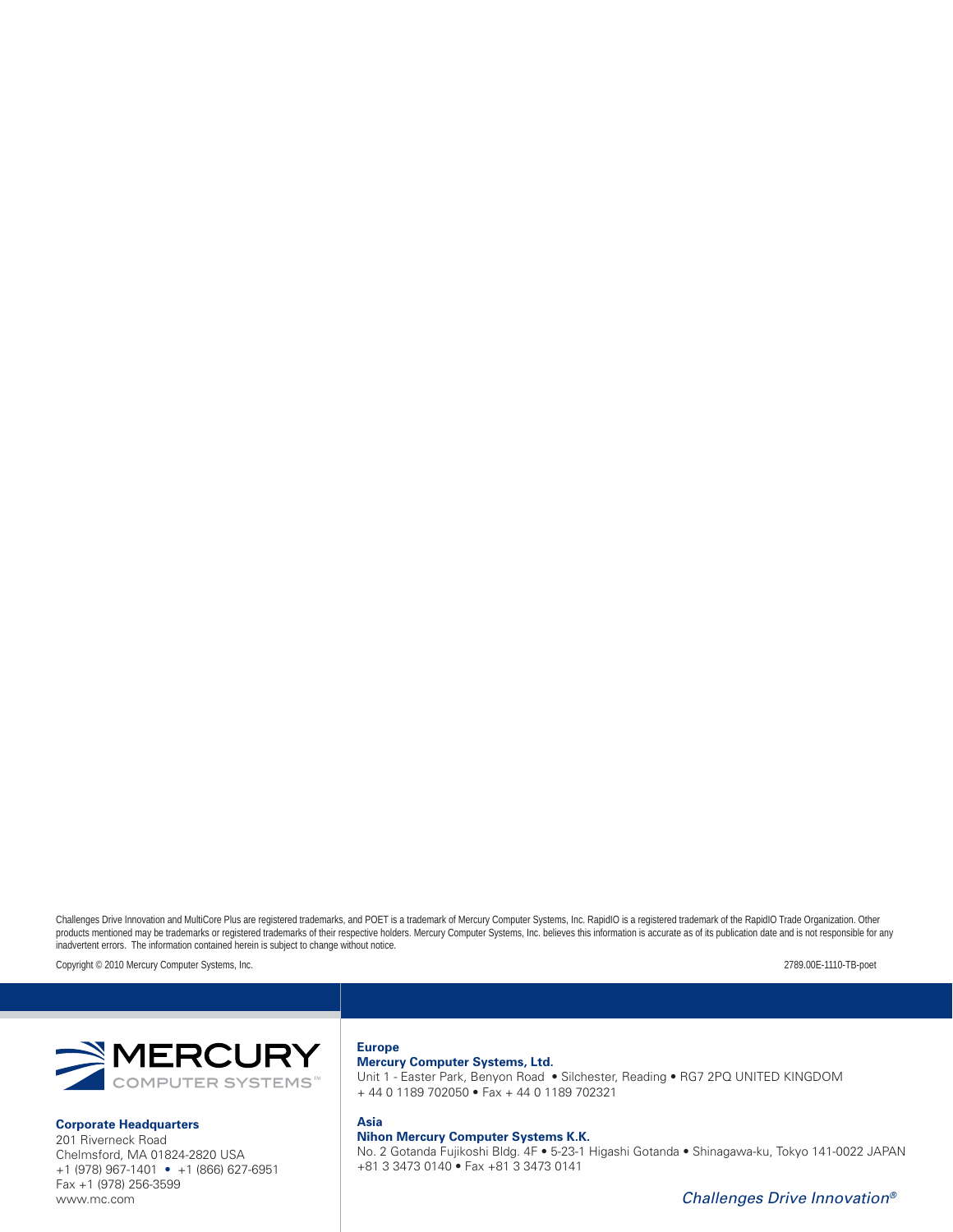Challenges Drive Innovation and MultiCore Plus are registered trademarks, and POET is a trademark of Mercury Computer Systems, Inc. RapidIO is a registered trademark of the RapidIO Trade Organization. Other products mentioned may be trademarks or registered trademarks of their respective holders. Mercury Computer Systems, Inc. believes this information is accurate as of its publication date and is not responsible for any inadvertent errors. The information contained herein is subject to change without notice.

Copyright © 2010 Mercury Computer Systems, Inc.

2789.00E-1110-TB-poet

MERCURY COMPUTER SYSTEMS™

**Corporate Headquarters**
201 Riverneck Road
Chelmsford, MA 01824-2820 USA
+1 (978) 967-1401 • +1 (866) 627-6951
Fax +1 (978) 256-3599
www.mc.com

**Europe**
**Mercury Computer Systems, Ltd.**
Unit 1 - Easter Park, Benyon Road • Silchester, Reading • RG7 2PQ UNITED KINGDOM
+ 44 0 1189 702050 • Fax + 44 0 1189 702321

**Asia**
**Nihon Mercury Computer Systems K.K.**
No. 2 Gotanda Fujikoshi Bldg. 4F • 5-23-1 Higashi Gotanda • Shinagawa-ku, Tokyo 141-0022 JAPAN
+81 3 3473 0140 • Fax +81 3 3473 0141

*Challenges Drive Innovation®*